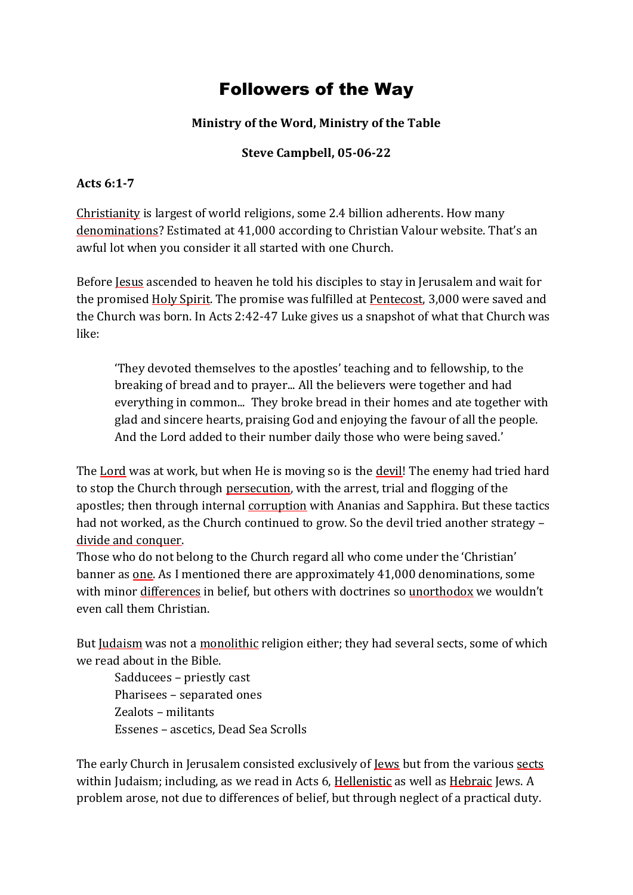# Followers of the Way

**Ministry of the Word, Ministry of the Table**

**Steve Campbell, 05-06-22**

**Acts 6:1-7**

Christianity is largest of world religions, some 2.4 billion adherents. How many denominations? Estimated at 41,000 according to Christian Valour website. That's an awful lot when you consider it all started with one Church.

Before Jesus ascended to heaven he told his disciples to stay in Jerusalem and wait for the promised Holy Spirit. The promise was fulfilled at Pentecost, 3,000 were saved and the Church was born. In Acts 2:42-47 Luke gives us a snapshot of what that Church was like:

> 'They devoted themselves to the apostles' teaching and to fellowship, to the breaking of bread and to prayer... All the believers were together and had everything in common... They broke bread in their homes and ate together with glad and sincere hearts, praising God and enjoying the favour of all the people. And the Lord added to their number daily those who were being saved.'

The Lord was at work, but when He is moving so is the devil! The enemy had tried hard to stop the Church through persecution, with the arrest, trial and flogging of the apostles; then through internal corruption with Ananias and Sapphira. But these tactics had not worked, as the Church continued to grow. So the devil tried another strategy – divide and conquer.
Those who do not belong to the Church regard all who come under the 'Christian' banner as one. As I mentioned there are approximately 41,000 denominations, some with minor differences in belief, but others with doctrines so unorthodox we wouldn't even call them Christian.

But Judaism was not a monolithic religion either; they had several sects, some of which we read about in the Bible.

> Sadducees – priestly cast
> Pharisees – separated ones
> Zealots – militants
> Essenes – ascetics, Dead Sea Scrolls

The early Church in Jerusalem consisted exclusively of Jews but from the various sects within Judaism; including, as we read in Acts 6, Hellenistic as well as Hebraic Jews. A problem arose, not due to differences of belief, but through neglect of a practical duty.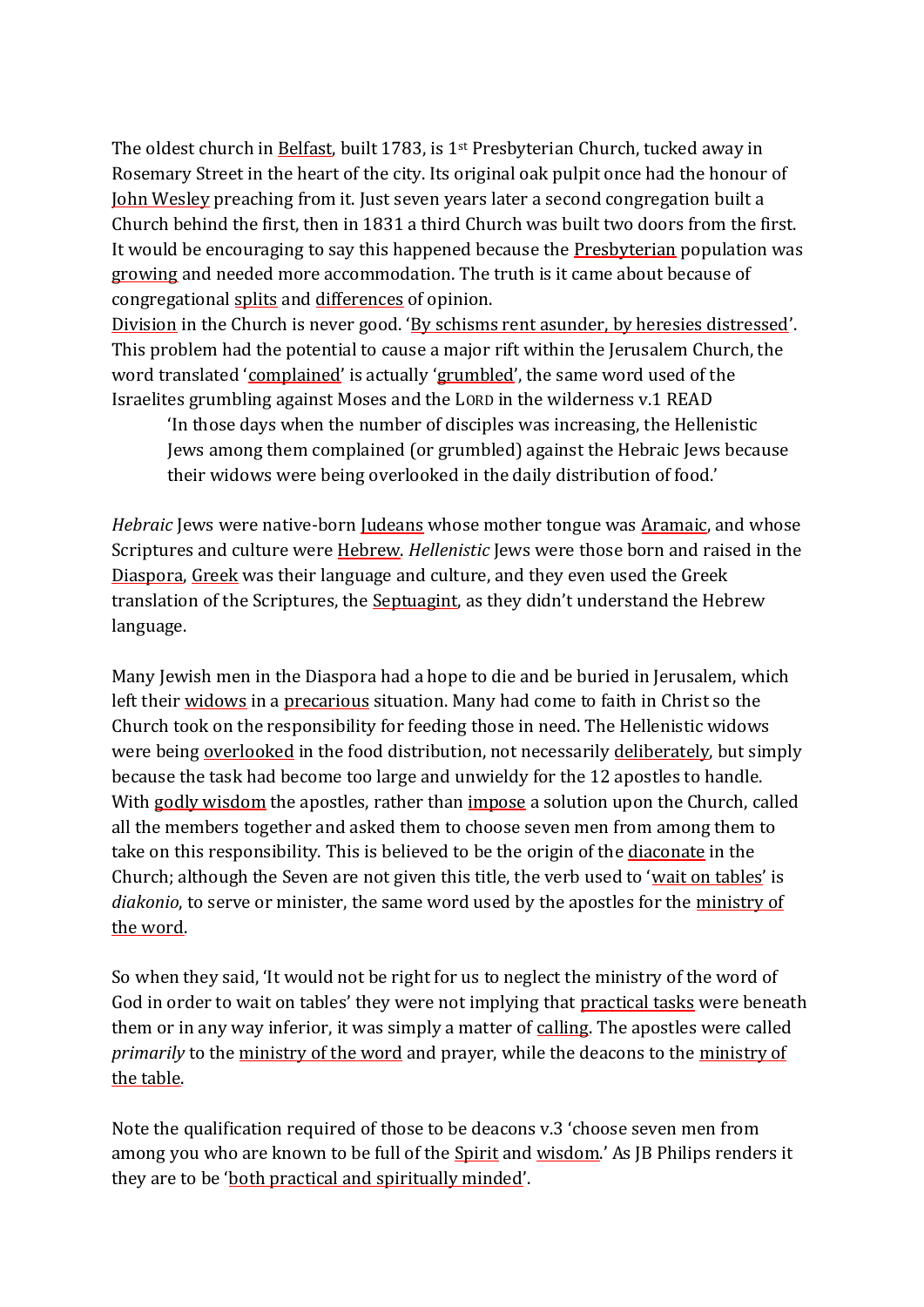The oldest church in Belfast, built 1783, is 1st Presbyterian Church, tucked away in Rosemary Street in the heart of the city. Its original oak pulpit once had the honour of John Wesley preaching from it. Just seven years later a second congregation built a Church behind the first, then in 1831 a third Church was built two doors from the first. It would be encouraging to say this happened because the Presbyterian population was growing and needed more accommodation. The truth is it came about because of congregational splits and differences of opinion.

Division in the Church is never good. 'By schisms rent asunder, by heresies distressed'. This problem had the potential to cause a major rift within the Jerusalem Church, the word translated 'complained' is actually 'grumbled', the same word used of the Israelites grumbling against Moses and the LORD in the wilderness v.1 READ

> 'In those days when the number of disciples was increasing, the Hellenistic Jews among them complained (or grumbled) against the Hebraic Jews because their widows were being overlooked in the daily distribution of food.'

*Hebraic* Jews were native-born Judeans whose mother tongue was Aramaic, and whose Scriptures and culture were Hebrew. *Hellenistic* Jews were those born and raised in the Diaspora, Greek was their language and culture, and they even used the Greek translation of the Scriptures, the Septuagint, as they didn't understand the Hebrew language.

Many Jewish men in the Diaspora had a hope to die and be buried in Jerusalem, which left their widows in a precarious situation. Many had come to faith in Christ so the Church took on the responsibility for feeding those in need. The Hellenistic widows were being overlooked in the food distribution, not necessarily deliberately, but simply because the task had become too large and unwieldy for the 12 apostles to handle. With godly wisdom the apostles, rather than impose a solution upon the Church, called all the members together and asked them to choose seven men from among them to take on this responsibility. This is believed to be the origin of the diaconate in the Church; although the Seven are not given this title, the verb used to 'wait on tables' is *diakonio*, to serve or minister, the same word used by the apostles for the ministry of the word.

So when they said, 'It would not be right for us to neglect the ministry of the word of God in order to wait on tables' they were not implying that practical tasks were beneath them or in any way inferior, it was simply a matter of calling. The apostles were called *primarily* to the ministry of the word and prayer, while the deacons to the ministry of the table.

Note the qualification required of those to be deacons v.3 'choose seven men from among you who are known to be full of the Spirit and wisdom.' As JB Philips renders it they are to be 'both practical and spiritually minded'.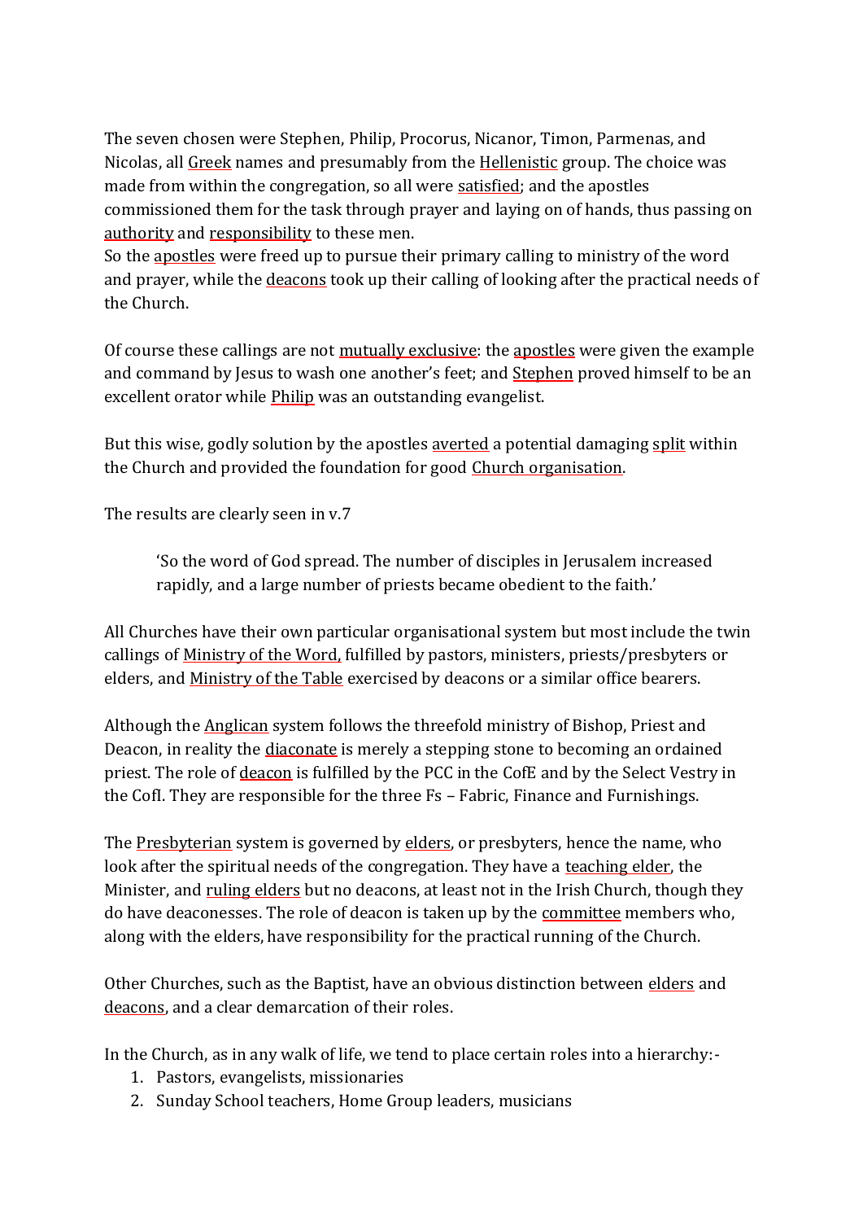The seven chosen were Stephen, Philip, Procorus, Nicanor, Timon, Parmenas, and Nicolas, all Greek names and presumably from the Hellenistic group. The choice was made from within the congregation, so all were satisfied; and the apostles commissioned them for the task through prayer and laying on of hands, thus passing on authority and responsibility to these men.
So the apostles were freed up to pursue their primary calling to ministry of the word and prayer, while the deacons took up their calling of looking after the practical needs of the Church.

Of course these callings are not mutually exclusive: the apostles were given the example and command by Jesus to wash one another's feet; and Stephen proved himself to be an excellent orator while Philip was an outstanding evangelist.

But this wise, godly solution by the apostles averted a potential damaging split within the Church and provided the foundation for good Church organisation.

The results are clearly seen in v.7

> 'So the word of God spread. The number of disciples in Jerusalem increased rapidly, and a large number of priests became obedient to the faith.'

All Churches have their own particular organisational system but most include the twin callings of Ministry of the Word, fulfilled by pastors, ministers, priests/presbyters or elders, and Ministry of the Table exercised by deacons or a similar office bearers.

Although the Anglican system follows the threefold ministry of Bishop, Priest and Deacon, in reality the diaconate is merely a stepping stone to becoming an ordained priest. The role of deacon is fulfilled by the PCC in the CofE and by the Select Vestry in the CofI. They are responsible for the three Fs – Fabric, Finance and Furnishings.

The Presbyterian system is governed by elders, or presbyters, hence the name, who look after the spiritual needs of the congregation. They have a teaching elder, the Minister, and ruling elders but no deacons, at least not in the Irish Church, though they do have deaconesses. The role of deacon is taken up by the committee members who, along with the elders, have responsibility for the practical running of the Church.

Other Churches, such as the Baptist, have an obvious distinction between elders and deacons, and a clear demarcation of their roles.

In the Church, as in any walk of life, we tend to place certain roles into a hierarchy:-

1. Pastors, evangelists, missionaries
2. Sunday School teachers, Home Group leaders, musicians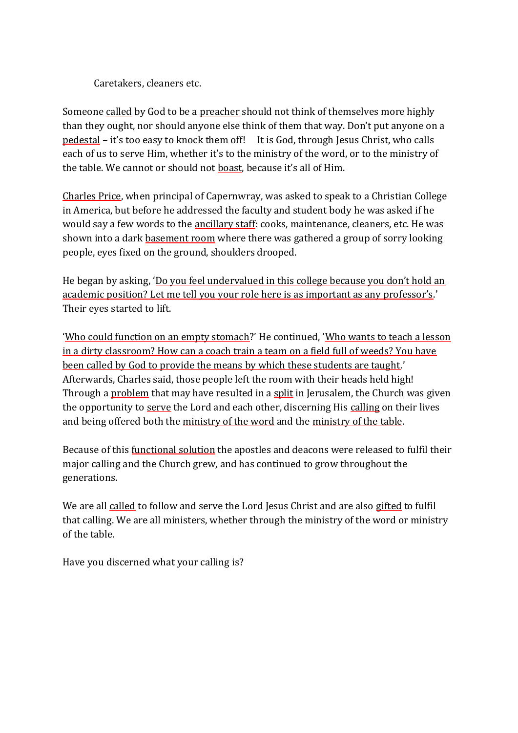Caretakers, cleaners etc.

Someone called by God to be a preacher should not think of themselves more highly than they ought, nor should anyone else think of them that way. Don't put anyone on a pedestal – it's too easy to knock them off! It is God, through Jesus Christ, who calls each of us to serve Him, whether it's to the ministry of the word, or to the ministry of the table. We cannot or should not boast, because it's all of Him.

Charles Price, when principal of Capernwray, was asked to speak to a Christian College in America, but before he addressed the faculty and student body he was asked if he would say a few words to the ancillary staff: cooks, maintenance, cleaners, etc. He was shown into a dark basement room where there was gathered a group of sorry looking people, eyes fixed on the ground, shoulders drooped.

He began by asking, 'Do you feel undervalued in this college because you don't hold an academic position? Let me tell you your role here is as important as any professor's.' Their eyes started to lift.

'Who could function on an empty stomach?' He continued, 'Who wants to teach a lesson in a dirty classroom? How can a coach train a team on a field full of weeds? You have been called by God to provide the means by which these students are taught.' Afterwards, Charles said, those people left the room with their heads held high! Through a problem that may have resulted in a split in Jerusalem, the Church was given the opportunity to serve the Lord and each other, discerning His calling on their lives and being offered both the ministry of the word and the ministry of the table.

Because of this functional solution the apostles and deacons were released to fulfil their major calling and the Church grew, and has continued to grow throughout the generations.

We are all called to follow and serve the Lord Jesus Christ and are also gifted to fulfil that calling. We are all ministers, whether through the ministry of the word or ministry of the table.

Have you discerned what your calling is?